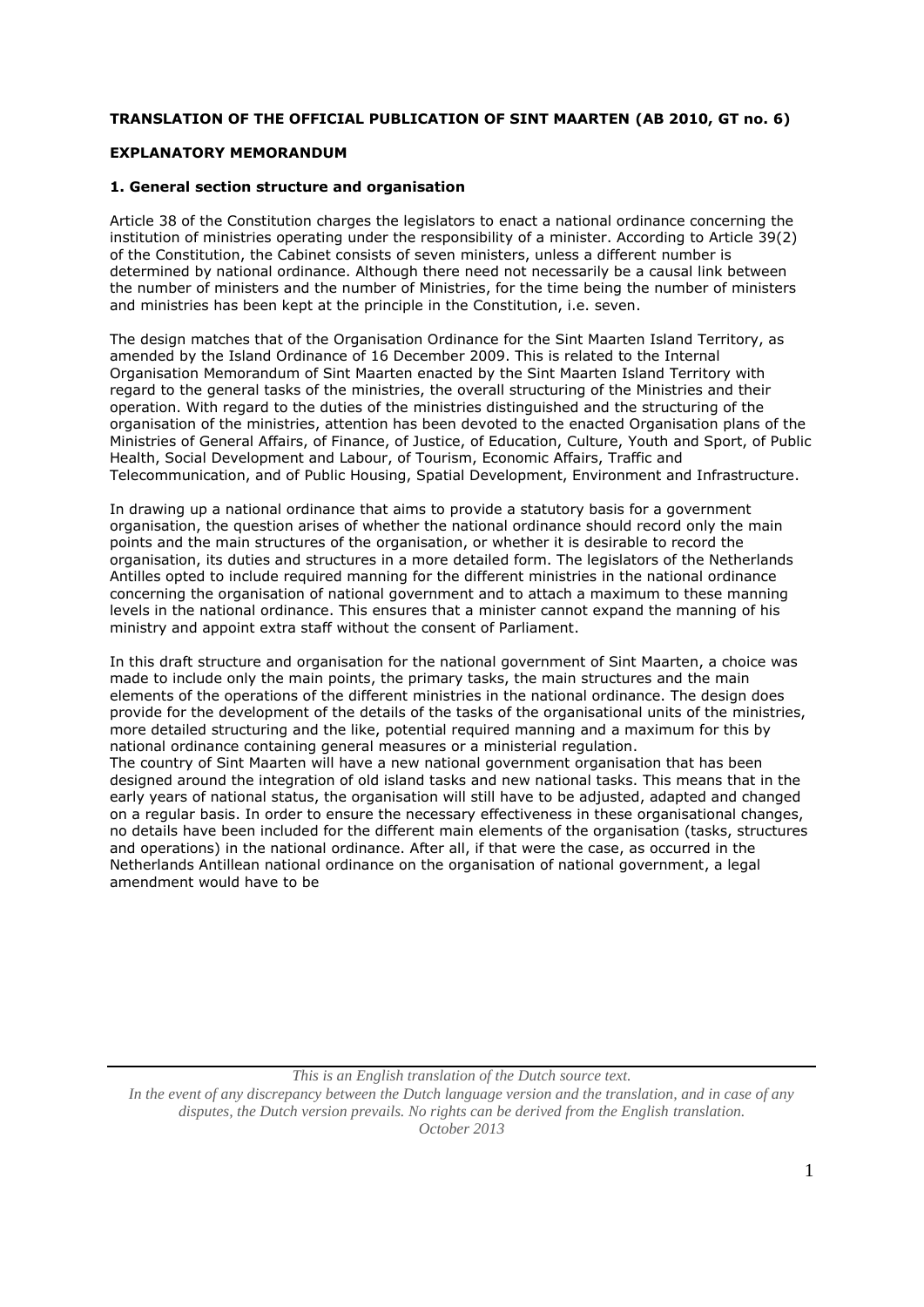**TRANSLATION OF THE OFFICIAL PUBLICATION OF SINT MAARTEN (AB 2010, GT no. 6)**

**EXPLANATORY MEMORANDUM**

**1. General section structure and organisation**

Article 38 of the Constitution charges the legislators to enact a national ordinance concerning the institution of ministries operating under the responsibility of a minister. According to Article 39(2) of the Constitution, the Cabinet consists of seven ministers, unless a different number is determined by national ordinance. Although there need not necessarily be a causal link between the number of ministers and the number of Ministries, for the time being the number of ministers and ministries has been kept at the principle in the Constitution, i.e. seven.

The design matches that of the Organisation Ordinance for the Sint Maarten Island Territory, as amended by the Island Ordinance of 16 December 2009. This is related to the Internal Organisation Memorandum of Sint Maarten enacted by the Sint Maarten Island Territory with regard to the general tasks of the ministries, the overall structuring of the Ministries and their operation. With regard to the duties of the ministries distinguished and the structuring of the organisation of the ministries, attention has been devoted to the enacted Organisation plans of the Ministries of General Affairs, of Finance, of Justice, of Education, Culture, Youth and Sport, of Public Health, Social Development and Labour, of Tourism, Economic Affairs, Traffic and Telecommunication, and of Public Housing, Spatial Development, Environment and Infrastructure.

In drawing up a national ordinance that aims to provide a statutory basis for a government organisation, the question arises of whether the national ordinance should record only the main points and the main structures of the organisation, or whether it is desirable to record the organisation, its duties and structures in a more detailed form. The legislators of the Netherlands Antilles opted to include required manning for the different ministries in the national ordinance concerning the organisation of national government and to attach a maximum to these manning levels in the national ordinance. This ensures that a minister cannot expand the manning of his ministry and appoint extra staff without the consent of Parliament.

In this draft structure and organisation for the national government of Sint Maarten, a choice was made to include only the main points, the primary tasks, the main structures and the main elements of the operations of the different ministries in the national ordinance. The design does provide for the development of the details of the tasks of the organisational units of the ministries, more detailed structuring and the like, potential required manning and a maximum for this by national ordinance containing general measures or a ministerial regulation.
The country of Sint Maarten will have a new national government organisation that has been designed around the integration of old island tasks and new national tasks. This means that in the early years of national status, the organisation will still have to be adjusted, adapted and changed on a regular basis. In order to ensure the necessary effectiveness in these organisational changes, no details have been included for the different main elements of the organisation (tasks, structures and operations) in the national ordinance. After all, if that were the case, as occurred in the Netherlands Antillean national ordinance on the organisation of national government, a legal amendment would have to be

*This is an English translation of the Dutch source text.*
*In the event of any discrepancy between the Dutch language version and the translation, and in case of any disputes, the Dutch version prevails. No rights can be derived from the English translation.*
*October 2013*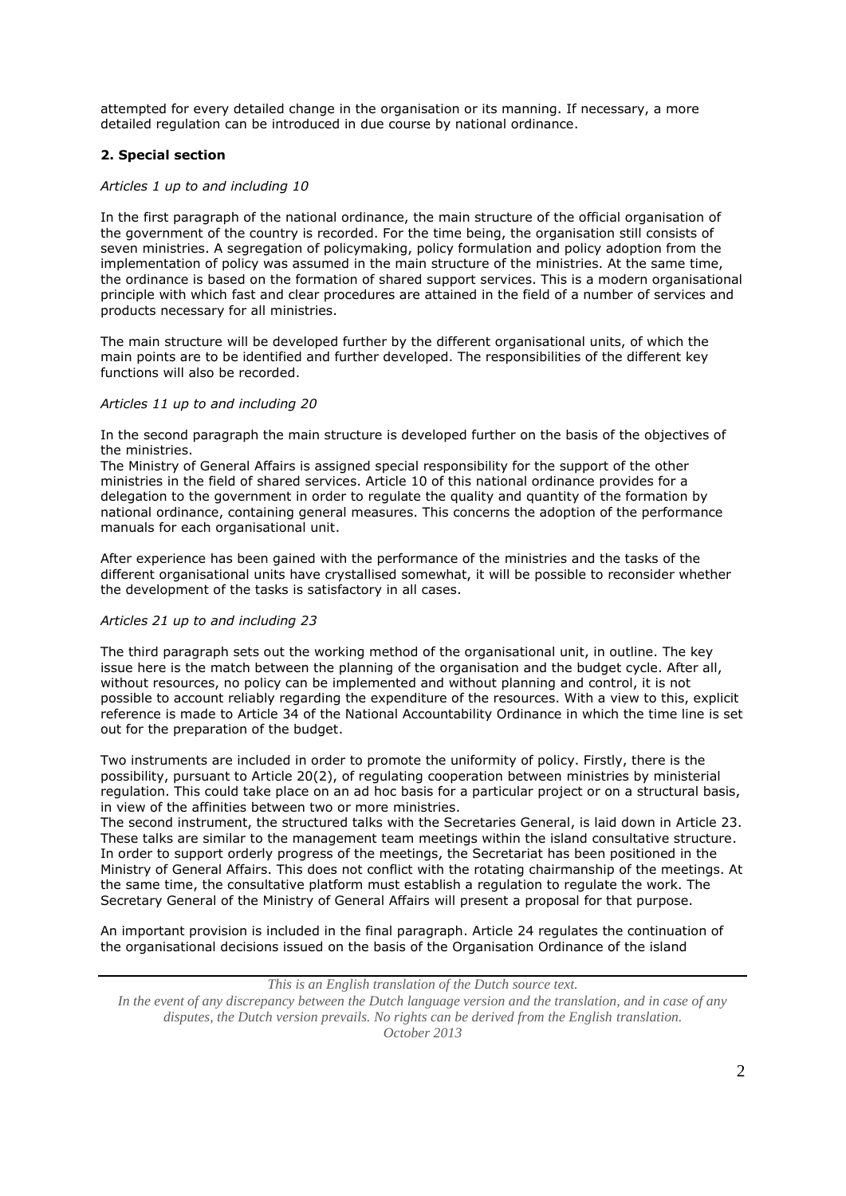attempted for every detailed change in the organisation or its manning. If necessary, a more detailed regulation can be introduced in due course by national ordinance.

## 2. Special section

*Articles 1 up to and including 10*

In the first paragraph of the national ordinance, the main structure of the official organisation of the government of the country is recorded. For the time being, the organisation still consists of seven ministries. A segregation of policymaking, policy formulation and policy adoption from the implementation of policy was assumed in the main structure of the ministries. At the same time, the ordinance is based on the formation of shared support services. This is a modern organisational principle with which fast and clear procedures are attained in the field of a number of services and products necessary for all ministries.

The main structure will be developed further by the different organisational units, of which the main points are to be identified and further developed. The responsibilities of the different key functions will also be recorded.

*Articles 11 up to and including 20*

In the second paragraph the main structure is developed further on the basis of the objectives of the ministries.
The Ministry of General Affairs is assigned special responsibility for the support of the other ministries in the field of shared services. Article 10 of this national ordinance provides for a delegation to the government in order to regulate the quality and quantity of the formation by national ordinance, containing general measures. This concerns the adoption of the performance manuals for each organisational unit.

After experience has been gained with the performance of the ministries and the tasks of the different organisational units have crystallised somewhat, it will be possible to reconsider whether the development of the tasks is satisfactory in all cases.

*Articles 21 up to and including 23*

The third paragraph sets out the working method of the organisational unit, in outline. The key issue here is the match between the planning of the organisation and the budget cycle. After all, without resources, no policy can be implemented and without planning and control, it is not possible to account reliably regarding the expenditure of the resources. With a view to this, explicit reference is made to Article 34 of the National Accountability Ordinance in which the time line is set out for the preparation of the budget.

Two instruments are included in order to promote the uniformity of policy. Firstly, there is the possibility, pursuant to Article 20(2), of regulating cooperation between ministries by ministerial regulation. This could take place on an ad hoc basis for a particular project or on a structural basis, in view of the affinities between two or more ministries.
The second instrument, the structured talks with the Secretaries General, is laid down in Article 23. These talks are similar to the management team meetings within the island consultative structure. In order to support orderly progress of the meetings, the Secretariat has been positioned in the Ministry of General Affairs. This does not conflict with the rotating chairmanship of the meetings. At the same time, the consultative platform must establish a regulation to regulate the work. The Secretary General of the Ministry of General Affairs will present a proposal for that purpose.

An important provision is included in the final paragraph. Article 24 regulates the continuation of the organisational decisions issued on the basis of the Organisation Ordinance of the island

*This is an English translation of the Dutch source text.*
*In the event of any discrepancy between the Dutch language version and the translation, and in case of any disputes, the Dutch version prevails. No rights can be derived from the English translation.*
*October 2013*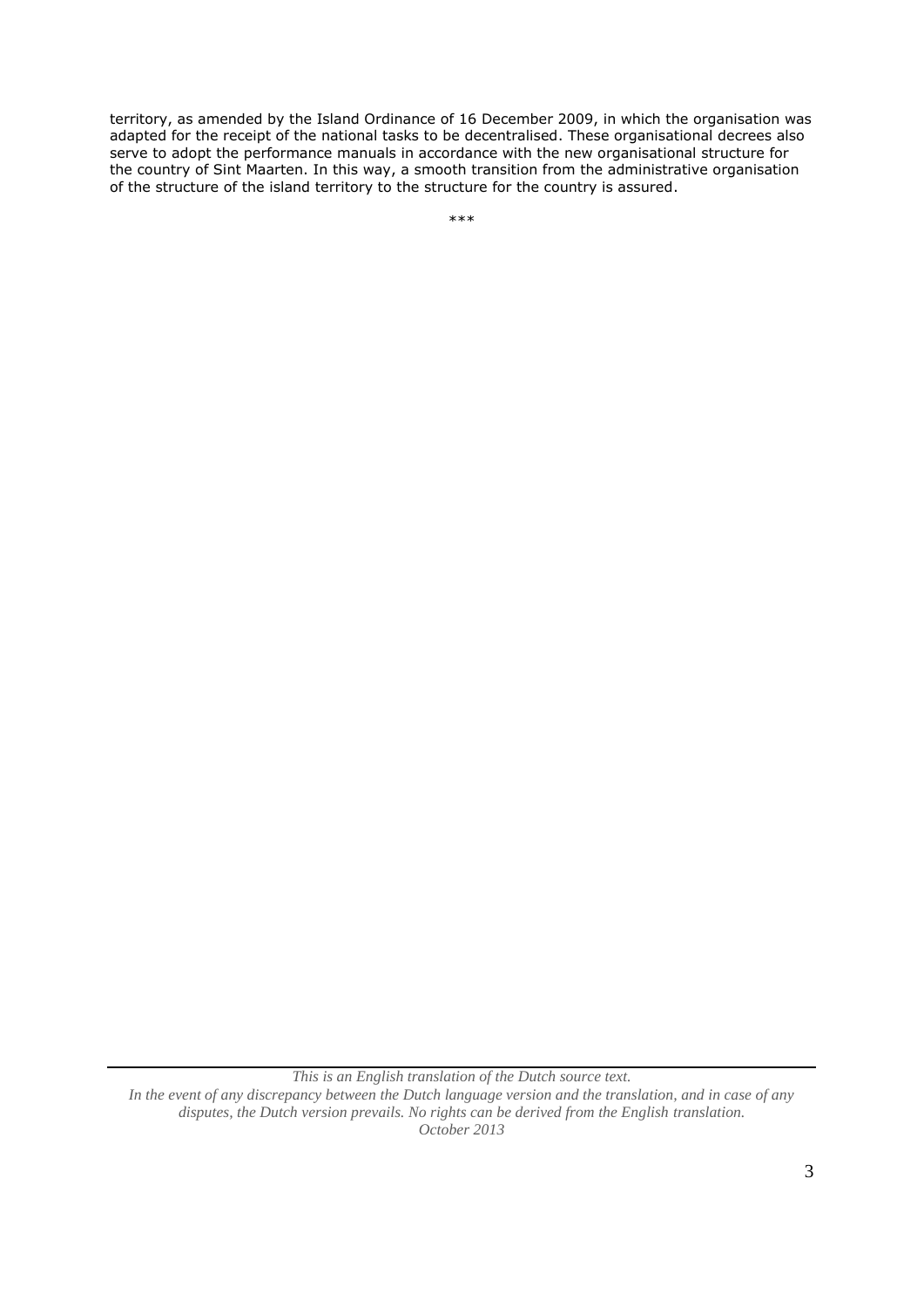territory, as amended by the Island Ordinance of 16 December 2009, in which the organisation was adapted for the receipt of the national tasks to be decentralised. These organisational decrees also serve to adopt the performance manuals in accordance with the new organisational structure for the country of Sint Maarten. In this way, a smooth transition from the administrative organisation of the structure of the island territory to the structure for the country is assured.

***

*This is an English translation of the Dutch source text.*
*In the event of any discrepancy between the Dutch language version and the translation, and in case of any disputes, the Dutch version prevails. No rights can be derived from the English translation.*
*October 2013*